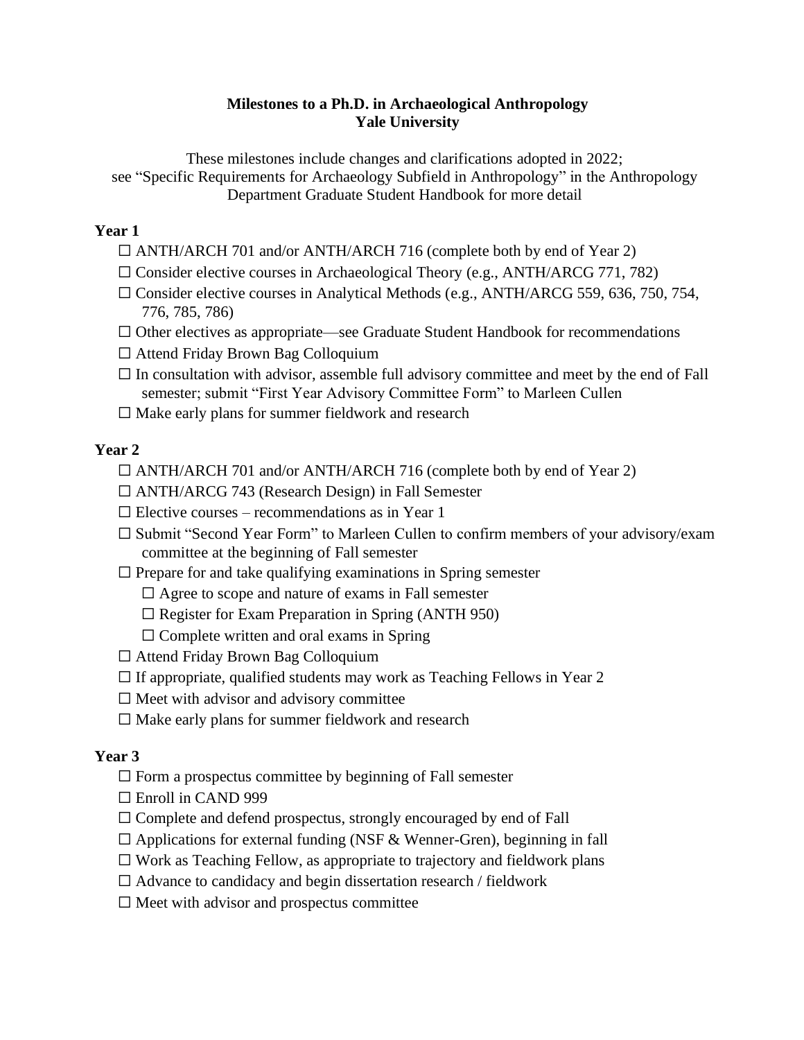**Milestones to a Ph.D. in Archaeological Anthropology**
**Yale University**

These milestones include changes and clarifications adopted in 2022; see "Specific Requirements for Archaeology Subfield in Anthropology" in the Anthropology Department Graduate Student Handbook for more detail

### Year 1

- ☐ ANTH/ARCH 701 and/or ANTH/ARCH 716 (complete both by end of Year 2)
- ☐ Consider elective courses in Archaeological Theory (e.g., ANTH/ARCG 771, 782)
- ☐ Consider elective courses in Analytical Methods (e.g., ANTH/ARCG 559, 636, 750, 754, 776, 785, 786)
- ☐ Other electives as appropriate—see Graduate Student Handbook for recommendations
- ☐ Attend Friday Brown Bag Colloquium
- ☐ In consultation with advisor, assemble full advisory committee and meet by the end of Fall semester; submit "First Year Advisory Committee Form" to Marleen Cullen
- ☐ Make early plans for summer fieldwork and research

### Year 2

- ☐ ANTH/ARCH 701 and/or ANTH/ARCH 716 (complete both by end of Year 2)
- ☐ ANTH/ARCG 743 (Research Design) in Fall Semester
- ☐ Elective courses – recommendations as in Year 1
- ☐ Submit "Second Year Form" to Marleen Cullen to confirm members of your advisory/exam committee at the beginning of Fall semester
- ☐ Prepare for and take qualifying examinations in Spring semester
  - ☐ Agree to scope and nature of exams in Fall semester
  - ☐ Register for Exam Preparation in Spring (ANTH 950)
  - ☐ Complete written and oral exams in Spring
- ☐ Attend Friday Brown Bag Colloquium
- ☐ If appropriate, qualified students may work as Teaching Fellows in Year 2
- ☐ Meet with advisor and advisory committee
- ☐ Make early plans for summer fieldwork and research

### Year 3

- ☐ Form a prospectus committee by beginning of Fall semester
- ☐ Enroll in CAND 999
- ☐ Complete and defend prospectus, strongly encouraged by end of Fall
- ☐ Applications for external funding (NSF & Wenner-Gren), beginning in fall
- ☐ Work as Teaching Fellow, as appropriate to trajectory and fieldwork plans
- ☐ Advance to candidacy and begin dissertation research / fieldwork
- ☐ Meet with advisor and prospectus committee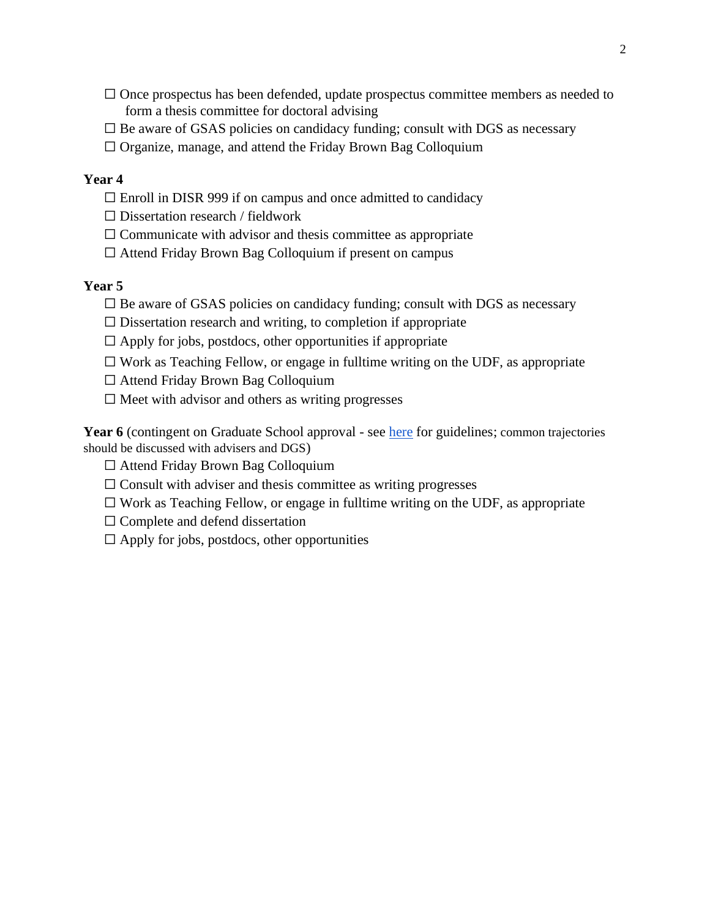- ☐ Once prospectus has been defended, update prospectus committee members as needed to form a thesis committee for doctoral advising
- ☐ Be aware of GSAS policies on candidacy funding; consult with DGS as necessary
- ☐ Organize, manage, and attend the Friday Brown Bag Colloquium

**Year 4**

- ☐ Enroll in DISR 999 if on campus and once admitted to candidacy
- ☐ Dissertation research / fieldwork
- ☐ Communicate with advisor and thesis committee as appropriate
- ☐ Attend Friday Brown Bag Colloquium if present on campus

**Year 5**

- ☐ Be aware of GSAS policies on candidacy funding; consult with DGS as necessary
- ☐ Dissertation research and writing, to completion if appropriate
- ☐ Apply for jobs, postdocs, other opportunities if appropriate
- ☐ Work as Teaching Fellow, or engage in fulltime writing on the UDF, as appropriate
- ☐ Attend Friday Brown Bag Colloquium
- ☐ Meet with advisor and others as writing progresses

**Year 6** (contingent on Graduate School approval - see [here]() for guidelines; common trajectories should be discussed with advisers and DGS)

- ☐ Attend Friday Brown Bag Colloquium
- ☐ Consult with adviser and thesis committee as writing progresses
- ☐ Work as Teaching Fellow, or engage in fulltime writing on the UDF, as appropriate
- ☐ Complete and defend dissertation
- ☐ Apply for jobs, postdocs, other opportunities